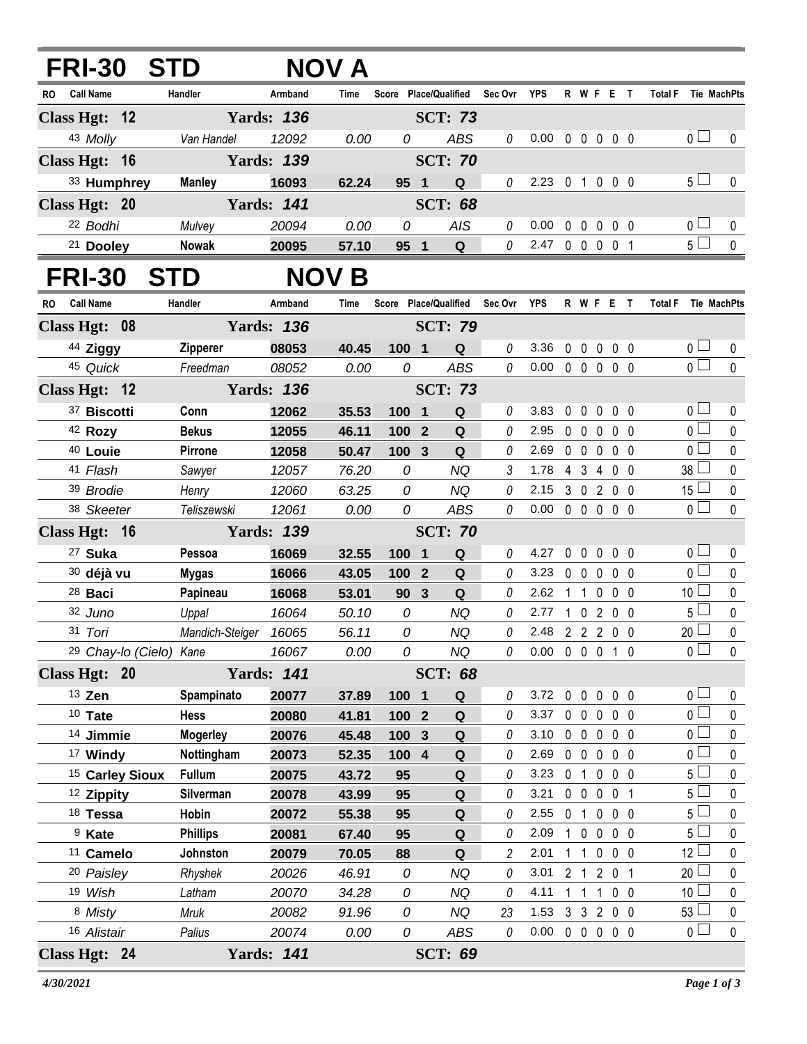## FRI-30 STD NOV A

| RO | Call Name | Handler | Armband | Time | Score | Place/Qualified | | Sec Ovr | YPS | R | W | F | E | T | Total F | Tie | MachPts |
|---|---|---|---|---|---|---|---|---|---|---|---|---|---|---|---|---|---|
| **Class Hgt: 12** | | **Yards: 136** | | | | **SCT: 73** | | | | | | | | | | | |
| 43 | *Molly* | *Van Handel* | *12092* | *0.00* | *0* | | *ABS* | *0* | 0.00 | 0 | 0 | 0 | 0 | 0 | 0 | ☐ | 0 |
| **Class Hgt: 16** | | **Yards: 139** | | | | **SCT: 70** | | | | | | | | | | | |
| 33 | **Humphrey** | **Manley** | **16093** | **62.24** | **95** | **1** | **Q** | 0 | 2.23 | 0 | 1 | 0 | 0 | 0 | 5 | ☐ | 0 |
| **Class Hgt: 20** | | **Yards: 141** | | | | **SCT: 68** | | | | | | | | | | | |
| 22 | *Bodhi* | *Mulvey* | *20094* | *0.00* | *0* | | *AIS* | *0* | 0.00 | 0 | 0 | 0 | 0 | 0 | 0 | ☐ | 0 |
| 21 | **Dooley** | **Nowak** | **20095** | **57.10** | **95** | **1** | **Q** | 0 | 2.47 | 0 | 0 | 0 | 0 | 1 | 5 | ☐ | 0 |

## FRI-30 STD NOV B

| RO | Call Name | Handler | Armband | Time | Score | Place/Qualified | | Sec Ovr | YPS | R | W | F | E | T | Total F | Tie | MachPts |
|---|---|---|---|---|---|---|---|---|---|---|---|---|---|---|---|---|---|
| **Class Hgt: 08** | | **Yards: 136** | | | | **SCT: 79** | | | | | | | | | | | |
| 44 | **Ziggy** | **Zipperer** | **08053** | **40.45** | **100** | **1** | **Q** | 0 | 3.36 | 0 | 0 | 0 | 0 | 0 | 0 | ☐ | 0 |
| 45 | *Quick* | *Freedman* | *08052* | *0.00* | *0* | | *ABS* | *0* | 0.00 | 0 | 0 | 0 | 0 | 0 | 0 | ☐ | 0 |
| **Class Hgt: 12** | | **Yards: 136** | | | | **SCT: 73** | | | | | | | | | | | |
| 37 | **Biscotti** | **Conn** | **12062** | **35.53** | **100** | **1** | **Q** | 0 | 3.83 | 0 | 0 | 0 | 0 | 0 | 0 | ☐ | 0 |
| 42 | **Rozy** | **Bekus** | **12055** | **46.11** | **100** | **2** | **Q** | 0 | 2.95 | 0 | 0 | 0 | 0 | 0 | 0 | ☐ | 0 |
| 40 | **Louie** | **Pirrone** | **12058** | **50.47** | **100** | **3** | **Q** | 0 | 2.69 | 0 | 0 | 0 | 0 | 0 | 0 | ☐ | 0 |
| 41 | *Flash* | *Sawyer* | *12057* | *76.20* | *0* | | *NQ* | *3* | 1.78 | 4 | 3 | 4 | 0 | 0 | 38 | ☐ | 0 |
| 39 | *Brodie* | *Henry* | *12060* | *63.25* | *0* | | *NQ* | *0* | 2.15 | 3 | 0 | 2 | 0 | 0 | 15 | ☐ | 0 |
| 38 | *Skeeter* | *Teliszewski* | *12061* | *0.00* | *0* | | *ABS* | *0* | 0.00 | 0 | 0 | 0 | 0 | 0 | 0 | ☐ | 0 |
| **Class Hgt: 16** | | **Yards: 139** | | | | **SCT: 70** | | | | | | | | | | | |
| 27 | **Suka** | **Pessoa** | **16069** | **32.55** | **100** | **1** | **Q** | 0 | 4.27 | 0 | 0 | 0 | 0 | 0 | 0 | ☐ | 0 |
| 30 | **déjà vu** | **Mygas** | **16066** | **43.05** | **100** | **2** | **Q** | 0 | 3.23 | 0 | 0 | 0 | 0 | 0 | 0 | ☐ | 0 |
| 28 | **Baci** | **Papineau** | **16068** | **53.01** | **90** | **3** | **Q** | 0 | 2.62 | 1 | 1 | 0 | 0 | 0 | 10 | ☐ | 0 |
| 32 | *Juno* | *Uppal* | *16064* | *50.10* | *0* | | *NQ* | *0* | 2.77 | 1 | 0 | 2 | 0 | 0 | 5 | ☐ | 0 |
| 31 | *Tori* | *Mandich-Steiger* | *16065* | *56.11* | *0* | | *NQ* | *0* | 2.48 | 2 | 2 | 2 | 0 | 0 | 20 | ☐ | 0 |
| 29 | *Chay-lo (Cielo)* | *Kane* | *16067* | *0.00* | *0* | | *NQ* | *0* | 0.00 | 0 | 0 | 0 | 1 | 0 | 0 | ☐ | 0 |
| **Class Hgt: 20** | | **Yards: 141** | | | | **SCT: 68** | | | | | | | | | | | |
| 13 | **Zen** | **Spampinato** | **20077** | **37.89** | **100** | **1** | **Q** | 0 | 3.72 | 0 | 0 | 0 | 0 | 0 | 0 | ☐ | 0 |
| 10 | **Tate** | **Hess** | **20080** | **41.81** | **100** | **2** | **Q** | 0 | 3.37 | 0 | 0 | 0 | 0 | 0 | 0 | ☐ | 0 |
| 14 | **Jimmie** | **Mogerley** | **20076** | **45.48** | **100** | **3** | **Q** | 0 | 3.10 | 0 | 0 | 0 | 0 | 0 | 0 | ☐ | 0 |
| 17 | **Windy** | **Nottingham** | **20073** | **52.35** | **100** | **4** | **Q** | 0 | 2.69 | 0 | 0 | 0 | 0 | 0 | 0 | ☐ | 0 |
| 15 | **Carley Sioux** | **Fullum** | **20075** | **43.72** | **95** | | **Q** | 0 | 3.23 | 0 | 1 | 0 | 0 | 0 | 5 | ☐ | 0 |
| 12 | **Zippity** | **Silverman** | **20078** | **43.99** | **95** | | **Q** | 0 | 3.21 | 0 | 0 | 0 | 0 | 1 | 5 | ☐ | 0 |
| 18 | **Tessa** | **Hobin** | **20072** | **55.38** | **95** | | **Q** | 0 | 2.55 | 0 | 1 | 0 | 0 | 0 | 5 | ☐ | 0 |
| 9 | **Kate** | **Phillips** | **20081** | **67.40** | **95** | | **Q** | 0 | 2.09 | 1 | 0 | 0 | 0 | 0 | 5 | ☐ | 0 |
| 11 | **Camelo** | **Johnston** | **20079** | **70.05** | **88** | | **Q** | 2 | 2.01 | 1 | 1 | 0 | 0 | 0 | 12 | ☐ | 0 |
| 20 | *Paisley* | *Rhyshek* | *20026* | *46.91* | *0* | | *NQ* | *0* | 3.01 | 2 | 1 | 2 | 0 | 1 | 20 | ☐ | 0 |
| 19 | *Wish* | *Latham* | *20070* | *34.28* | *0* | | *NQ* | *0* | 4.11 | 1 | 1 | 1 | 0 | 0 | 10 | ☐ | 0 |
| 8 | *Misty* | *Mruk* | *20082* | *91.96* | *0* | | *NQ* | *23* | 1.53 | 3 | 3 | 2 | 0 | 0 | 53 | ☐ | 0 |
| 16 | *Alistair* | *Palius* | *20074* | *0.00* | *0* | | *ABS* | *0* | 0.00 | 0 | 0 | 0 | 0 | 0 | 0 | ☐ | 0 |
| **Class Hgt: 24** | | **Yards: 141** | | | | **SCT: 69** | | | | | | | | | | | |

*4/30/2021*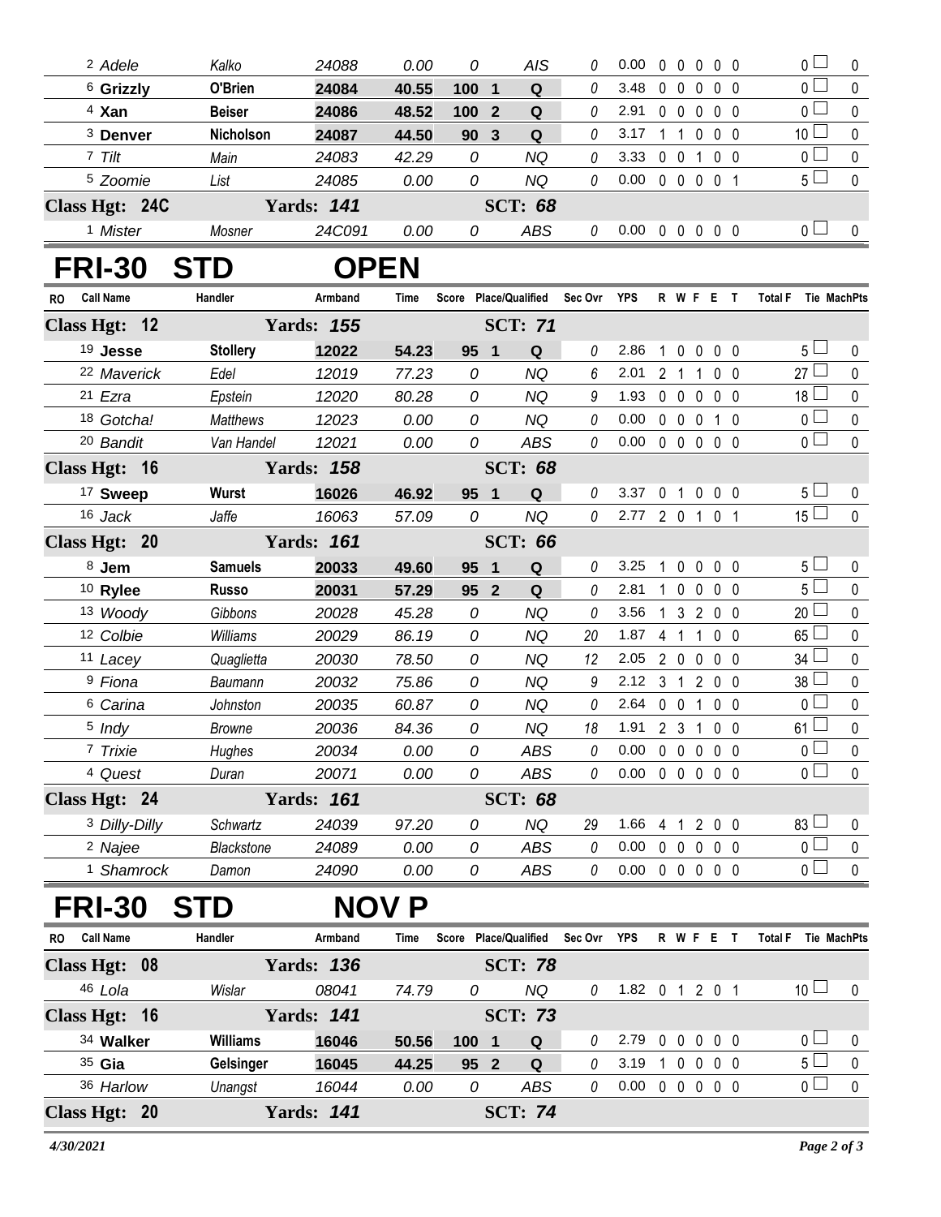| RO | Call Name | Handler | Armband | Time | Score | Place/Qualified | Sec Ovr | YPS | R | W | F | E | T | Total F | Tie | MachPts |
|---|---|---|---|---|---|---|---|---|---|---|---|---|---|---|---|---|
| 2 | Adele | Kalko | 24088 | 0.00 | 0 | AIS | 0 | 0.00 | 0 | 0 | 0 | 0 | 0 | 0 | | 0 |
| 6 | **Grizzly** | **O'Brien** | **24084** | **40.55** | **100** | **1 Q** | 0 | 3.48 | 0 | 0 | 0 | 0 | 0 | 0 | | 0 |
| 4 | **Xan** | **Beiser** | **24086** | **48.52** | **100** | **2 Q** | 0 | 2.91 | 0 | 0 | 0 | 0 | 0 | 0 | | 0 |
| 3 | **Denver** | **Nicholson** | **24087** | **44.50** | **90** | **3 Q** | 0 | 3.17 | 1 | 1 | 0 | 0 | 0 | 10 | | 0 |
| 7 | Tilt | Main | 24083 | 42.29 | 0 | NQ | 0 | 3.33 | 0 | 0 | 1 | 0 | 0 | 0 | | 0 |
| 5 | Zoomie | List | 24085 | 0.00 | 0 | NQ | 0 | 0.00 | 0 | 0 | 0 | 0 | 1 | 5 | | 0 |
| **Class Hgt: 24C** | | **Yards: 141** | | | | **SCT: 68** | | | | | | | | | | |
| 1 | Mister | Mosner | 24C091 | 0.00 | 0 | ABS | 0 | 0.00 | 0 | 0 | 0 | 0 | 0 | 0 | | 0 |

# FRI-30 STD OPEN

| RO | Call Name | Handler | Armband | Time | Score | Place/Qualified | Sec Ovr | YPS | R | W | F | E | T | Total F | Tie | MachPts |
|---|---|---|---|---|---|---|---|---|---|---|---|---|---|---|---|---|
| **Class Hgt: 12** | | **Yards: 155** | | | | **SCT: 71** | | | | | | | | | | |
| 19 | **Jesse** | **Stollery** | **12022** | **54.23** | **95** | **1 Q** | 0 | 2.86 | 1 | 0 | 0 | 0 | 0 | 5 | | 0 |
| 22 | Maverick | Edel | 12019 | 77.23 | 0 | NQ | 6 | 2.01 | 2 | 1 | 1 | 0 | 0 | 27 | | 0 |
| 21 | Ezra | Epstein | 12020 | 80.28 | 0 | NQ | 9 | 1.93 | 0 | 0 | 0 | 0 | 0 | 18 | | 0 |
| 18 | Gotcha! | Matthews | 12023 | 0.00 | 0 | NQ | 0 | 0.00 | 0 | 0 | 0 | 1 | 0 | 0 | | 0 |
| 20 | Bandit | Van Handel | 12021 | 0.00 | 0 | ABS | 0 | 0.00 | 0 | 0 | 0 | 0 | 0 | 0 | | 0 |
| **Class Hgt: 16** | | **Yards: 158** | | | | **SCT: 68** | | | | | | | | | | |
| 17 | **Sweep** | **Wurst** | **16026** | **46.92** | **95** | **1 Q** | 0 | 3.37 | 0 | 1 | 0 | 0 | 0 | 5 | | 0 |
| 16 | Jack | Jaffe | 16063 | 57.09 | 0 | NQ | 0 | 2.77 | 2 | 0 | 1 | 0 | 1 | 15 | | 0 |
| **Class Hgt: 20** | | **Yards: 161** | | | | **SCT: 66** | | | | | | | | | | |
| 8 | **Jem** | **Samuels** | **20033** | **49.60** | **95** | **1 Q** | 0 | 3.25 | 1 | 0 | 0 | 0 | 0 | 5 | | 0 |
| 10 | **Rylee** | **Russo** | **20031** | **57.29** | **95** | **2 Q** | 0 | 2.81 | 1 | 0 | 0 | 0 | 0 | 5 | | 0 |
| 13 | Woody | Gibbons | 20028 | 45.28 | 0 | NQ | 0 | 3.56 | 1 | 3 | 2 | 0 | 0 | 20 | | 0 |
| 12 | Colbie | Williams | 20029 | 86.19 | 0 | NQ | 20 | 1.87 | 4 | 1 | 1 | 0 | 0 | 65 | | 0 |
| 11 | Lacey | Quaglietta | 20030 | 78.50 | 0 | NQ | 12 | 2.05 | 2 | 0 | 0 | 0 | 0 | 34 | | 0 |
| 9 | Fiona | Baumann | 20032 | 75.86 | 0 | NQ | 9 | 2.12 | 3 | 1 | 2 | 0 | 0 | 38 | | 0 |
| 6 | Carina | Johnston | 20035 | 60.87 | 0 | NQ | 0 | 2.64 | 0 | 0 | 1 | 0 | 0 | 0 | | 0 |
| 5 | Indy | Browne | 20036 | 84.36 | 0 | NQ | 18 | 1.91 | 2 | 3 | 1 | 0 | 0 | 61 | | 0 |
| 7 | Trixie | Hughes | 20034 | 0.00 | 0 | ABS | 0 | 0.00 | 0 | 0 | 0 | 0 | 0 | 0 | | 0 |
| 4 | Quest | Duran | 20071 | 0.00 | 0 | ABS | 0 | 0.00 | 0 | 0 | 0 | 0 | 0 | 0 | | 0 |
| **Class Hgt: 24** | | **Yards: 161** | | | | **SCT: 68** | | | | | | | | | | |
| 3 | Dilly-Dilly | Schwartz | 24039 | 97.20 | 0 | NQ | 29 | 1.66 | 4 | 1 | 2 | 0 | 0 | 83 | | 0 |
| 2 | Najee | Blackstone | 24089 | 0.00 | 0 | ABS | 0 | 0.00 | 0 | 0 | 0 | 0 | 0 | 0 | | 0 |
| 1 | Shamrock | Damon | 24090 | 0.00 | 0 | ABS | 0 | 0.00 | 0 | 0 | 0 | 0 | 0 | 0 | | 0 |

# FRI-30 STD NOV P

| RO | Call Name | Handler | Armband | Time | Score | Place/Qualified | Sec Ovr | YPS | R | W | F | E | T | Total F | Tie | MachPts |
|---|---|---|---|---|---|---|---|---|---|---|---|---|---|---|---|---|
| **Class Hgt: 08** | | **Yards: 136** | | | | **SCT: 78** | | | | | | | | | | |
| 46 | Lola | Wislar | 08041 | 74.79 | 0 | NQ | 0 | 1.82 | 0 | 1 | 2 | 0 | 1 | 10 | | 0 |
| **Class Hgt: 16** | | **Yards: 141** | | | | **SCT: 73** | | | | | | | | | | |
| 34 | **Walker** | **Williams** | **16046** | **50.56** | **100** | **1 Q** | 0 | 2.79 | 0 | 0 | 0 | 0 | 0 | 0 | | 0 |
| 35 | **Gia** | **Gelsinger** | **16045** | **44.25** | **95** | **2 Q** | 0 | 3.19 | 1 | 0 | 0 | 0 | 0 | 5 | | 0 |
| 36 | Harlow | Unangst | 16044 | 0.00 | 0 | ABS | 0 | 0.00 | 0 | 0 | 0 | 0 | 0 | 0 | | 0 |
| **Class Hgt: 20** | | **Yards: 141** | | | | **SCT: 74** | | | | | | | | | | |

*4/30/2021*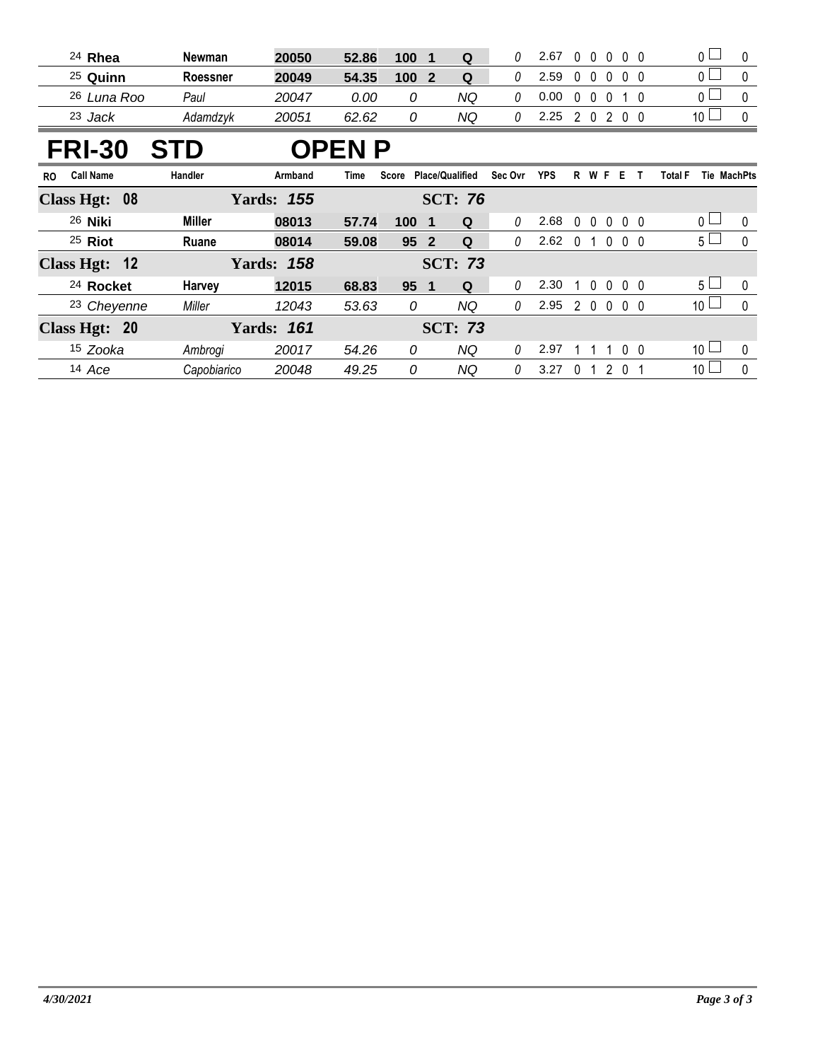| RO | Call Name | Handler | Armband | Time | Score | Place | Qualified | Sec Ovr | YPS | R | W | F | E | T | Total F | Tie | MachPts |
|---|---|---|---|---|---|---|---|---|---|---|---|---|---|---|---|---|---|
| 24 | **Rhea** | **Newman** | **20050** | **52.86** | **100** | **1** | **Q** | 0 | 2.67 | 0 | 0 | 0 | 0 | 0 | 0 | | 0 |
| 25 | **Quinn** | **Roessner** | **20049** | **54.35** | **100** | **2** | **Q** | 0 | 2.59 | 0 | 0 | 0 | 0 | 0 | 0 | | 0 |
| 26 | *Luna Roo* | *Paul* | *20047* | *0.00* | *0* | | *NQ* | 0 | 0.00 | 0 | 0 | 0 | 1 | 0 | 0 | | 0 |
| 23 | *Jack* | *Adamdzyk* | *20051* | *62.62* | *0* | | *NQ* | 0 | 2.25 | 2 | 0 | 2 | 0 | 0 | 10 | | 0 |

# FRI-30 STD OPEN P

| RO | Call Name | Handler | Armband | Time | Score | Place | Qualified | Sec Ovr | YPS | R | W | F | E | T | Total F | Tie | MachPts |
|---|---|---|---|---|---|---|---|---|---|---|---|---|---|---|---|---|---|
| **Class Hgt: 08** | | **Yards: 155** | | | | **SCT: 76** | | | | | | | | | | | |
| 26 | **Niki** | **Miller** | **08013** | **57.74** | **100** | **1** | **Q** | 0 | 2.68 | 0 | 0 | 0 | 0 | 0 | 0 | | 0 |
| 25 | **Riot** | **Ruane** | **08014** | **59.08** | **95** | **2** | **Q** | 0 | 2.62 | 0 | 1 | 0 | 0 | 0 | 5 | | 0 |
| **Class Hgt: 12** | | **Yards: 158** | | | | **SCT: 73** | | | | | | | | | | | |
| 24 | **Rocket** | **Harvey** | **12015** | **68.83** | **95** | **1** | **Q** | 0 | 2.30 | 1 | 0 | 0 | 0 | 0 | 5 | | 0 |
| 23 | *Cheyenne* | *Miller* | *12043* | *53.63* | *0* | | *NQ* | 0 | 2.95 | 2 | 0 | 0 | 0 | 0 | 10 | | 0 |
| **Class Hgt: 20** | | **Yards: 161** | | | | **SCT: 73** | | | | | | | | | | | |
| 15 | *Zooka* | *Ambrogi* | *20017* | *54.26* | *0* | | *NQ* | 0 | 2.97 | 1 | 1 | 1 | 0 | 0 | 10 | | 0 |
| 14 | *Ace* | *Capobiarico* | *20048* | *49.25* | *0* | | *NQ* | 0 | 3.27 | 0 | 1 | 2 | 0 | 1 | 10 | | 0 |

*4/30/2021*